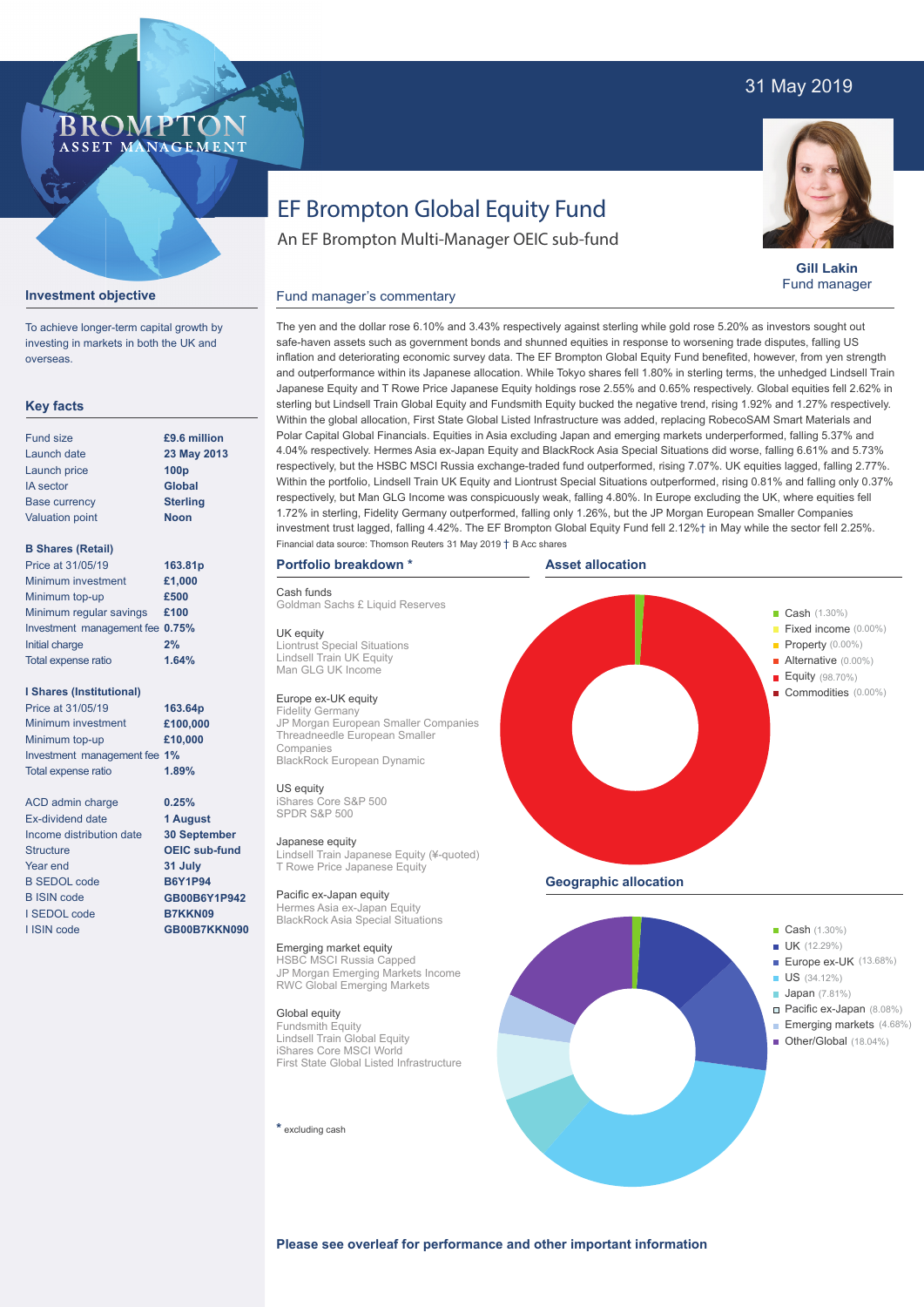31 May 2019

BROMPTON
ASSET MANAGEMENT

# EF Brompton Global Equity Fund

An EF Brompton Multi-Manager OEIC sub-fund

**Gill Lakin**
Fund manager

## Investment objective

To achieve longer-term capital growth by investing in markets in both the UK and overseas.

## Key facts

| | |
|---|---|
| Fund size | **£9.6 million** |
| Launch date | **23 May 2013** |
| Launch price | **100p** |
| IA sector | **Global** |
| Base currency | **Sterling** |
| Valuation point | **Noon** |

**B Shares (Retail)**

| | |
|---|---|
| Price at 31/05/19 | **163.81p** |
| Minimum investment | **£1,000** |
| Minimum top-up | **£500** |
| Minimum regular savings | **£100** |
| Investment management fee | **0.75%** |
| Initial charge | **2%** |
| Total expense ratio | **1.64%** |

**I Shares (Institutional)**

| | |
|---|---|
| Price at 31/05/19 | **163.64p** |
| Minimum investment | **£100,000** |
| Minimum top-up | **£10,000** |
| Investment management fee | **1%** |
| Total expense ratio | **1.89%** |

| | |
|---|---|
| ACD admin charge | **0.25%** |
| Ex-dividend date | **1 August** |
| Income distribution date | **30 September** |
| Structure | **OEIC sub-fund** |
| Year end | **31 July** |
| B SEDOL code | **B6Y1P94** |
| B ISIN code | **GB00B6Y1P942** |
| I SEDOL code | **B7KKN09** |
| I ISIN code | **GB00B7KKN090** |

## Fund manager's commentary

The yen and the dollar rose 6.10% and 3.43% respectively against sterling while gold rose 5.20% as investors sought out safe-haven assets such as government bonds and shunned equities in response to worsening trade disputes, falling US inflation and deteriorating economic survey data. The EF Brompton Global Equity Fund benefited, however, from yen strength and outperformance within its Japanese allocation. While Tokyo shares fell 1.80% in sterling terms, the unhedged Lindsell Train Japanese Equity and T Rowe Price Japanese Equity holdings rose 2.55% and 0.65% respectively. Global equities fell 2.62% in sterling but Lindsell Train Global Equity and Fundsmith Equity bucked the negative trend, rising 1.92% and 1.27% respectively. Within the global allocation, First State Global Listed Infrastructure was added, replacing RobecoSAM Smart Materials and Polar Capital Global Financials. Equities in Asia excluding Japan and emerging markets underperformed, falling 5.37% and 4.04% respectively. Hermes Asia ex-Japan Equity and BlackRock Asia Special Situations did worse, falling 6.61% and 5.73% respectively, but the HSBC MSCI Russia exchange-traded fund outperformed, rising 7.07%. UK equities lagged, falling 2.77%. Within the portfolio, Lindsell Train UK Equity and Liontrust Special Situations outperformed, rising 0.81% and falling only 0.37% respectively, but Man GLG Income was conspicuously weak, falling 4.80%. In Europe excluding the UK, where equities fell 1.72% in sterling, Fidelity Germany outperformed, falling only 1.26%, but the JP Morgan European Smaller Companies investment trust lagged, falling 4.42%. The EF Brompton Global Equity Fund fell 2.12%† in May while the sector fell 2.25%.

Financial data source: Thomson Reuters 31 May 2019 † B Acc shares

## Portfolio breakdown *

Cash funds
Goldman Sachs £ Liquid Reserves

UK equity
Liontrust Special Situations
Lindsell Train UK Equity
Man GLG UK Income

Europe ex-UK equity
Fidelity Germany
JP Morgan European Smaller Companies
Threadneedle European Smaller Companies
BlackRock European Dynamic

US equity
iShares Core S&P 500
SPDR S&P 500

Japanese equity
Lindsell Train Japanese Equity (¥-quoted)
T Rowe Price Japanese Equity

Pacific ex-Japan equity
Hermes Asia ex-Japan Equity
BlackRock Asia Special Situations

Emerging market equity
HSBC MSCI Russia Capped
JP Morgan Emerging Markets Income
RWC Global Emerging Markets

Global equity
Fundsmith Equity
Lindsell Train Global Equity
iShares Core MSCI World
First State Global Listed Infrastructure

* excluding cash

## Asset allocation

| Asset | Allocation |
|---|---|
| Cash | 1.30% |
| Fixed income | 0.00% |
| Property | 0.00% |
| Alternative | 0.00% |
| Equity | 98.70% |
| Commodities | 0.00% |

## Geographic allocation

| Region | Allocation |
|---|---|
| Cash | 1.30% |
| UK | 12.29% |
| Europe ex-UK | 13.68% |
| US | 34.12% |
| Japan | 7.81% |
| Pacific ex-Japan | 8.08% |
| Emerging markets | 4.68% |
| Other/Global | 18.04% |

**Please see overleaf for performance and other important information**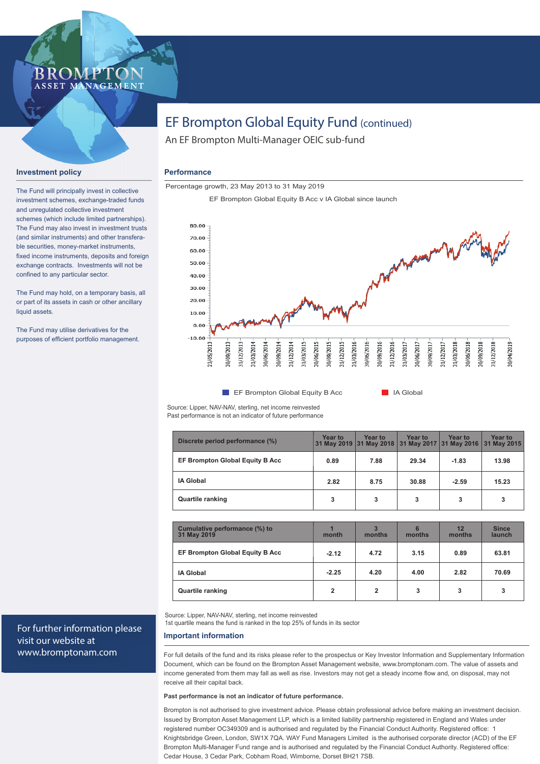# EF Brompton Global Equity Fund (continued)

An EF Brompton Multi-Manager OEIC sub-fund

## Investment policy

The Fund will principally invest in collective investment schemes, exchange-traded funds and unregulated collective investment schemes (which include limited partnerships). The Fund may also invest in investment trusts (and similar instruments) and other transferable securities, money-market instruments, fixed income instruments, deposits and foreign exchange contracts. Investments will not be confined to any particular sector.

The Fund may hold, on a temporary basis, all or part of its assets in cash or other ancillary liquid assets.

The Fund may utilise derivatives for the purposes of efficient portfolio management.

For further information please visit our website at www.bromptonam.com

## Performance

Percentage growth, 23 May 2013 to 31 May 2019

EF Brompton Global Equity B Acc v IA Global since launch

80.00
70.00
60.00
50.00
40.00
30.00
20.00
10.00
0.00
-10.00

23/05/2013, 30/09/2013, 31/12/2013, 31/03/2014, 30/06/2014, 30/09/2014, 31/12/2014, 31/03/2015, 30/06/2015, 30/09/2015, 31/12/2015, 31/03/2016, 30/06/2016, 30/09/2016, 31/12/2016, 31/03/2017, 30/06/2017, 30/09/2017, 31/12/2017, 31/03/2018, 30/06/2018, 30/09/2018, 31/12/2018, 30/04/2019

EF Brompton Global Equity B Acc    IA Global

Source: Lipper, NAV-NAV, sterling, net income reinvested
Past performance is not an indicator of future performance

| Discrete period performance (%) | Year to 31 May 2019 | Year to 31 May 2018 | Year to 31 May 2017 | Year to 31 May 2016 | Year to 31 May 2015 |
|---|---|---|---|---|---|
| **EF Brompton Global Equity B Acc** | 0.89 | 7.88 | 29.34 | -1.83 | 13.98 |
| **IA Global** | 2.82 | 8.75 | 30.88 | -2.59 | 15.23 |
| **Quartile ranking** | 3 | 3 | 3 | 3 | 3 |

| Cumulative performance (%) to 31 May 2019 | 1 month | 3 months | 6 months | 12 months | Since launch |
|---|---|---|---|---|---|
| **EF Brompton Global Equity B Acc** | -2.12 | 4.72 | 3.15 | 0.89 | 63.81 |
| **IA Global** | -2.25 | 4.20 | 4.00 | 2.82 | 70.69 |
| **Quartile ranking** | 2 | 2 | 3 | 3 | 3 |

Source: Lipper, NAV-NAV, sterling, net income reinvested
1st quartile means the fund is ranked in the top 25% of funds in its sector

## Important information

For full details of the fund and its risks please refer to the prospectus or Key Investor Information and Supplementary Information Document, which can be found on the Brompton Asset Management website, www.bromptonam.com. The value of assets and income generated from them may fall as well as rise. Investors may not get a steady income flow and, on disposal, may not receive all their capital back.

**Past performance is not an indicator of future performance.**

Brompton is not authorised to give investment advice. Please obtain professional advice before making an investment decision. Issued by Brompton Asset Management LLP, which is a limited liability partnership registered in England and Wales under registered number OC349309 and is authorised and regulated by the Financial Conduct Authority. Registered office: 1 Knightsbridge Green, London, SW1X 7QA. WAY Fund Managers Limited is the authorised corporate director (ACD) of the EF Brompton Multi-Manager Fund range and is authorised and regulated by the Financial Conduct Authority. Registered office: Cedar House, 3 Cedar Park, Cobham Road, Wimborne, Dorset BH21 7SB.